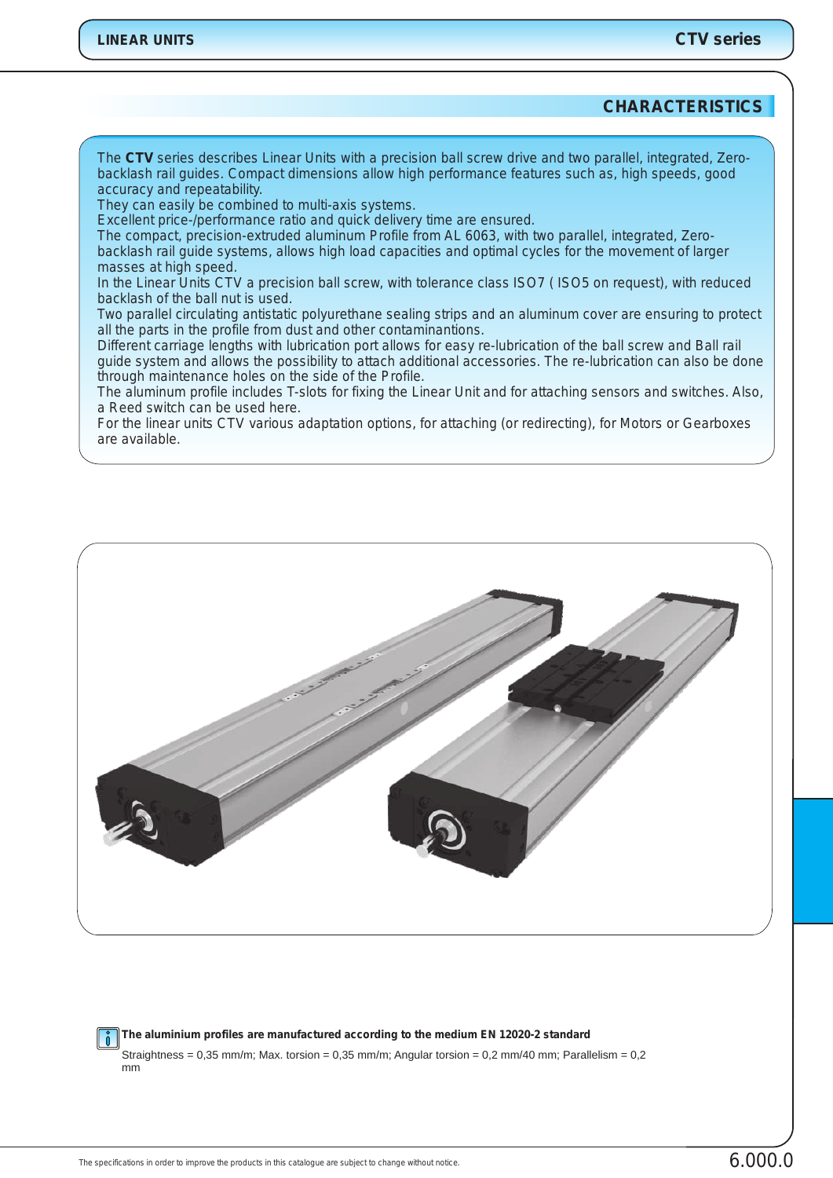## CHARACTERISTICS

The **CTV** series describes Linear Units with a precision ball screw drive and two parallel, integrated, Zero-backlash rail guides. Compact dimensions allow high performance features such as, high speeds, good accuracy and repeatability.
They can easily be combined to multi-axis systems.
Excellent price-/performance ratio and quick delivery time are ensured.
The compact, precision-extruded aluminum Profile from AL 6063, with two parallel, integrated, Zero-backlash rail guide systems, allows high load capacities and optimal cycles for the movement of larger masses at high speed.
In the Linear Units CTV a precision ball screw, with tolerance class ISO7 ( ISO5 on request), with reduced backlash of the ball nut is used.
Two parallel circulating antistatic polyurethane sealing strips and an aluminum cover are ensuring to protect all the parts in the profile from dust and other contaminantions.
Different carriage lengths with lubrication port allows for easy re-lubrication of the ball screw and Ball rail guide system and allows the possibility to attach additional accessories. The re-lubrication can also be done through maintenance holes on the side of the Profile.
The aluminum profile includes T-slots for fixing the Linear Unit and for attaching sensors and switches. Also, a Reed switch can be used here.
For the linear units CTV various adaptation options, for attaching (or redirecting), for Motors or Gearboxes are available.

**The aluminium profiles are manufactured according to the medium EN 12020-2 standard**

Straightness = 0,35 mm/m; Max. torsion = 0,35 mm/m; Angular torsion = 0,2 mm/40 mm; Parallelism = 0,2 mm

The specifications in order to improve the products in this catalogue are subject to change without notice.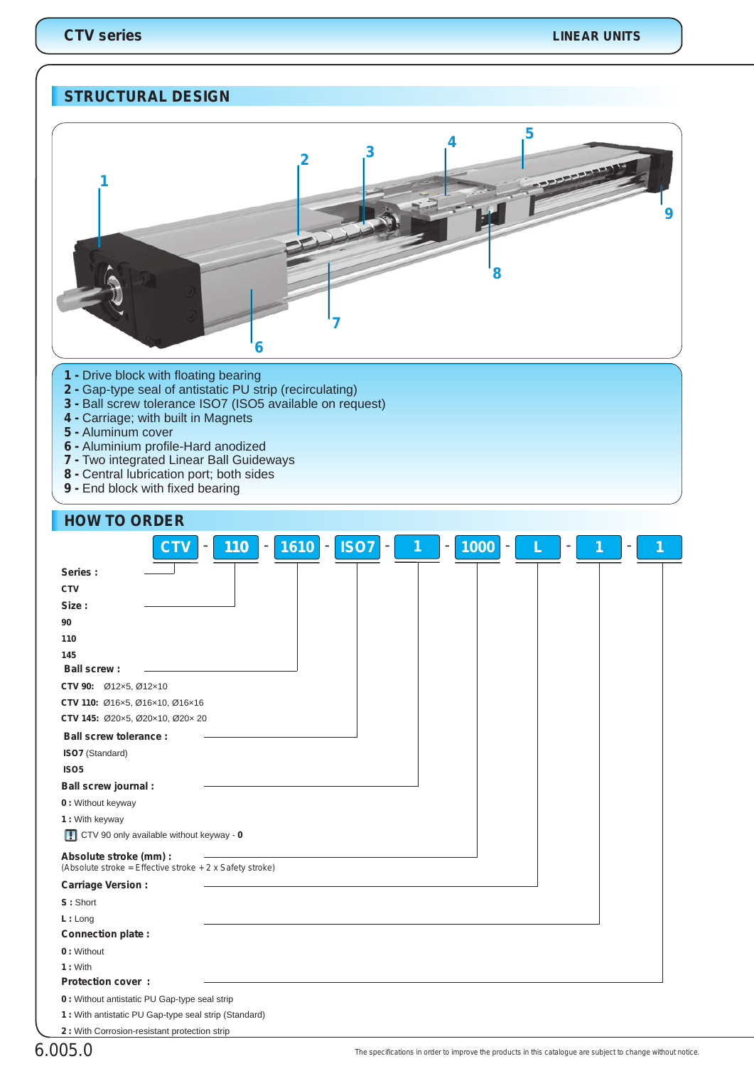## STRUCTURAL DESIGN

**1 -** Drive block with floating bearing
**2 -** Gap-type seal of antistatic PU strip (recirculating)
**3 -** Ball screw tolerance ISO7 (ISO5 available on request)
**4 -** Carriage; with built in Magnets
**5 -** Aluminum cover
**6 -** Aluminium profile-Hard anodized
**7 -** Two integrated Linear Ball Guideways
**8 -** Central lubrication port; both sides
**9 -** End block with fixed bearing

## HOW TO ORDER

**CTV - 110 - 1610 - ISO7 - 1 - 1000 - L - 1 - 1**

**Series :**
CTV

**Size :**
90
110
145

**Ball screw :**
**CTV 90:** Ø12×5, Ø12×10
**CTV 110:** Ø16×5, Ø16×10, Ø16×16
**CTV 145:** Ø20×5, Ø20×10, Ø20× 20

**Ball screw tolerance :**
**ISO7** (Standard)
**ISO5**

**Ball screw journal :**
**0 :** Without keyway
**1 :** With keyway
CTV 90 only available without keyway - **0**

**Absolute stroke (mm) :**
(Absolute stroke = Effective stroke + 2 x Safety stroke)

**Carriage Version :**
**S :** Short
**L :** Long

**Connection plate :**
**0 :** Without
**1 :** With

**Protection cover :**
**0 :** Without antistatic PU Gap-type seal strip
**1 :** With antistatic PU Gap-type seal strip (Standard)
**2 :** With Corrosion-resistant protection strip

The specifications in order to improve the products in this catalogue are subject to change without notice.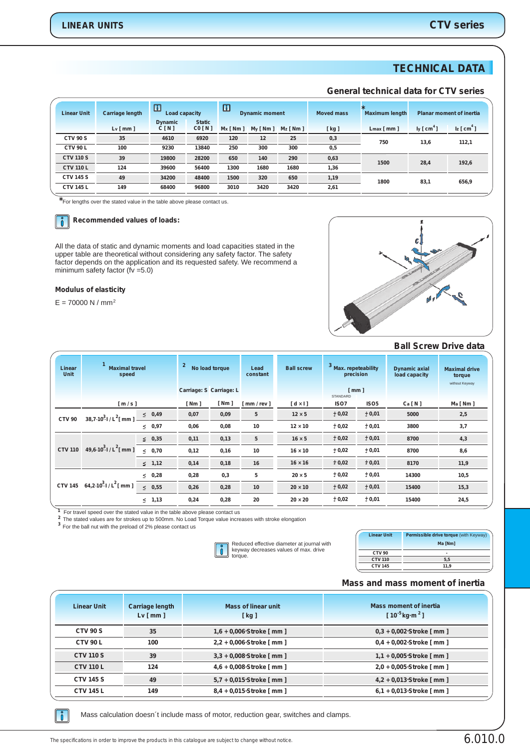# TECHNICAL DATA

## General technical data for CTV series

| Linear Unit | Carriage length | Load capacity | | Dynamic moment | | | Moved mass | Maximum length* | Planar moment of inertia | |
|---|---|---|---|---|---|---|---|---|---|---|
| | Lv [ mm ] | Dynamic C [ N ] | Static C0 [ N ] | Mx [ Nm ] | My [ Nm ] | Mz [ Nm ] | [ kg ] | Lmax [ mm ] | Iy [ $cm^4$ ] | Iz [ $cm^4$ ] |
| CTV 90 S | 35 | 4610 | 6920 | 120 | 12 | 25 | 0,3 | 750 | 13,6 | 112,1 |
| CTV 90 L | 100 | 9230 | 13840 | 250 | 300 | 300 | 0,5 | | | |
| CTV 110 S | 39 | 19800 | 28200 | 650 | 140 | 290 | 0,63 | 1500 | 28,4 | 192,6 |
| CTV 110 L | 124 | 39600 | 56400 | 1300 | 1680 | 1680 | 1,36 | | | |
| CTV 145 S | 49 | 34200 | 48400 | 1500 | 320 | 650 | 1,19 | 1800 | 83,1 | 656,9 |
| CTV 145 L | 149 | 68400 | 96800 | 3010 | 3420 | 3420 | 2,61 | | | |

*For lengths over the stated value in the table above please contact us.

**Recommended values of loads:**

All the data of static and dynamic moments and load capacities stated in the upper table are theoretical without considering any safety factor. The safety factor depends on the application and its requested safety. We recommend a minimum safety factor (fv =5.0)

**Modulus of elasticity**

E = 70000 N / mm$^2$

## Ball Screw Drive data

| Linear Unit | Maximal travel speed [1] | | No load torque [2] | | Lead constant | Ball screw | Max. repeteability precision [3] | | Dynamic axial load capacity | Maximal drive torque (without Keyway) |
|---|---|---|---|---|---|---|---|---|---|---|
| | [ m / s ] | | Carriage: S [ Nm ] | Carriage: L [ Nm ] | [ mm / rev ] | [ d × l ] | STANDARD ISO7 [ mm ] | ISO5 [ mm ] | Ca [ N ] | Ma [ Nm ] |
| CTV 90 | $38{,}7 \cdot 10^3 \cdot l / L^2$ [ mm ] | ≤ 0,49 | 0,07 | 0,09 | 5 | 12 × 5 | ± 0,02 | ± 0,01 | 5000 | 2,5 |
| | | ≤ 0,97 | 0,06 | 0,08 | 10 | 12 × 10 | ± 0,02 | ± 0,01 | 3800 | 3,7 |
| CTV 110 | $49{,}6 \cdot 10^3 \cdot l / L^2$ [ mm ] | ≤ 0,35 | 0,11 | 0,13 | 5 | 16 × 5 | ± 0,02 | ± 0,01 | 8700 | 4,3 |
| | | ≤ 0,70 | 0,12 | 0,16 | 10 | 16 × 10 | ± 0,02 | ± 0,01 | 8700 | 8,6 |
| | | ≤ 1,12 | 0,14 | 0,18 | 16 | 16 × 16 | ± 0,02 | ± 0,01 | 8170 | 11,9 |
| CTV 145 | $64{,}2 \cdot 10^3 \cdot l / L^2$ [ mm ] | ≤ 0,28 | 0,28 | 0,3 | 5 | 20 × 5 | ± 0,02 | ± 0,01 | 14300 | 10,5 |
| | | ≤ 0,55 | 0,26 | 0,28 | 10 | 20 × 10 | ± 0,02 | ± 0,01 | 15400 | 15,3 |
| | | ≤ 1,13 | 0,24 | 0,28 | 20 | 20 × 20 | ± 0,02 | ± 0,01 | 15400 | 24,5 |

[1] For travel speed over the stated value in the table above please contact us
[2] The stated values are for strokes up to 500mm. No Load Torque value increases with stroke elongation
[3] For the ball nut with the preload of 2% please contact us

Reduced effective diameter at journal with keyway decreases values of max. drive torque.

| Linear Unit | Permissible drive torque (with Keyway) Ma [Nm] |
|---|---|
| CTV 90 | - |
| CTV 110 | 5,5 |
| CTV 145 | 11,9 |

## Mass and mass moment of inertia

| Linear Unit | Carriage length Lv [ mm ] | Mass of linear unit [ kg ] | Mass moment of inertia [ $10^{-5}$ kg·m $^2$ ] |
|---|---|---|---|
| CTV 90 S | 35 | 1,6 + 0,006·Stroke [ mm ] | 0,3 + 0,002·Stroke [ mm ] |
| CTV 90 L | 100 | 2,2 + 0,006·Stroke [ mm ] | 0,4 + 0,002·Stroke [ mm ] |
| CTV 110 S | 39 | 3,3 + 0,008·Stroke [ mm ] | 1,1 + 0,005·Stroke [ mm ] |
| CTV 110 L | 124 | 4,6 + 0,008·Stroke [ mm ] | 2,0 + 0,005·Stroke [ mm ] |
| CTV 145 S | 49 | 5,7 + 0,015·Stroke [ mm ] | 4,2 + 0,013·Stroke [ mm ] |
| CTV 145 L | 149 | 8,4 + 0,015·Stroke [ mm ] | 6,1 + 0,013·Stroke [ mm ] |

Mass calculation doesn´t include mass of motor, reduction gear, switches and clamps.

The specifications in order to improve the products in this catalogue are subject to change without notice.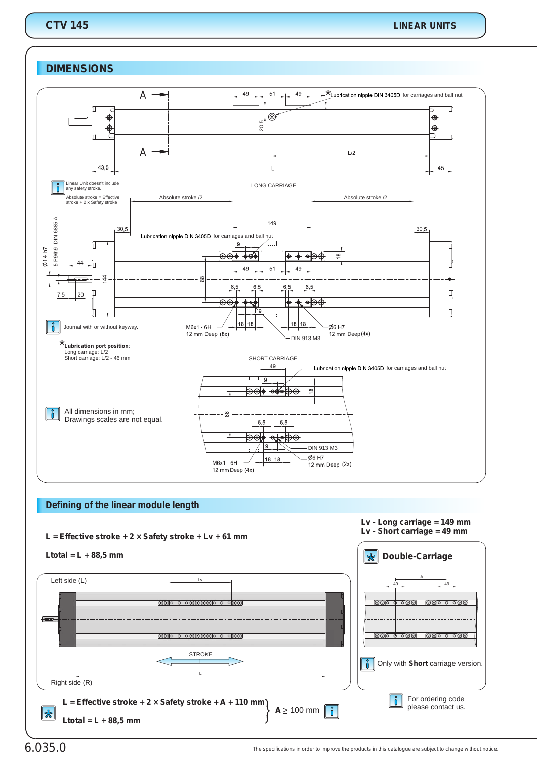## DIMENSIONS

Lubrication nipple DIN 3405D for carriages and ball nut

Linear Unit doesn't include any safety stroke.

Absolute stroke = Effective stroke + 2 x Safety stroke

LONG CARRIAGE

Absolute stroke /2

Absolute stroke /2

Lubrication nipple DIN 3405D for carriages and ball nut

Ø14 h7

5 P9/h9 DIN 6885 A

Journal with or without keyway.

M6x1 - 6H
12 mm Deep (8x)

DIN 913 M3

Ø6 H7
12 mm Deep (4x)

*Lubrication port position:
Long carriage: L/2
Short carriage: L/2 - 46 mm

SHORT CARRIAGE

Lubrication nipple DIN 3405D for carriages and ball nut

All dimensions in mm;
Drawings scales are not equal.

DIN 913 M3

Ø6 H7
12 mm Deep (2x)

M6x1 - 6H
12 mm Deep (4x)

## Defining of the linear module length

**Lv - Long carriage = 149 mm**
**Lv - Short carriage = 49 mm**

**L = Effective stroke + 2 × Safety stroke + Lv + 61 mm**

**Ltotal = L + 88,5 mm**

Left side (L)

STROKE

Right side (R)

### Double-Carriage

Only with **Short** carriage version.

**L = Effective stroke + 2 × Safety stroke + A + 110 mm**
**Ltotal = L + 88,5 mm**

**A** ≥ 100 mm

For ordering code please contact us.

The specifications in order to improve the products in this catalogue are subject to change without notice.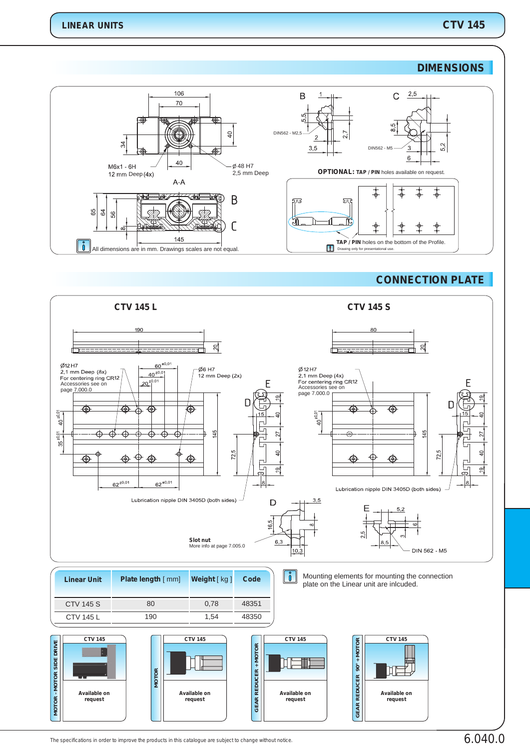## DIMENSIONS

M6x1 - 6H
12 mm Deep (4x)

Ø 48 H7
2,5 mm Deep

A-A

DIN562 - M2,5

DIN562 - M5

**OPTIONAL:** **TAP / PIN** holes available on request.

**TAP / PIN** holes on the bottom of the Profile.

Drawing only for presentational use.

All dimensions are in mm. Drawings scales are not equal.

## CONNECTION PLATE

### CTV 145 L

Ø12 H7
2,1 mm Deep (8x)
For centering ring CR12
Accessories see on
page 7.000.0

Ø6 H7
12 mm Deep (2x)

Lubrication nipple DIN 3405D (both sides)

### CTV 145 S

Ø12 H7
2,1 mm Deep (4x)
For centering ring CR12
Accessories see on
page 7.000.0

Lubrication nipple DIN 3405D (both sides)

**Slot nut**
More info at page 7.005.0

DIN 562 - M5

| Linear Unit | Plate length [ mm] | Weight [ kg ] | Code |
|---|---|---|---|
| CTV 145 S | 80 | 0,78 | 48351 |
| CTV 145 L | 190 | 1,54 | 48350 |

Mounting elements for mounting the connection plate on the Linear unit are inlcuded.

| MOTOR - MOTOR SIDE DRIVE | MOTOR | GEAR REDUCER + MOTOR | GEAR REDUCER 90° + MOTOR |
|---|---|---|---|
| CTV 145 | CTV 145 | CTV 145 | CTV 145 |
| Available on request | Available on request | Available on request | Available on request |

The specifications in order to improve the products in this catalogue are subject to change without notice.